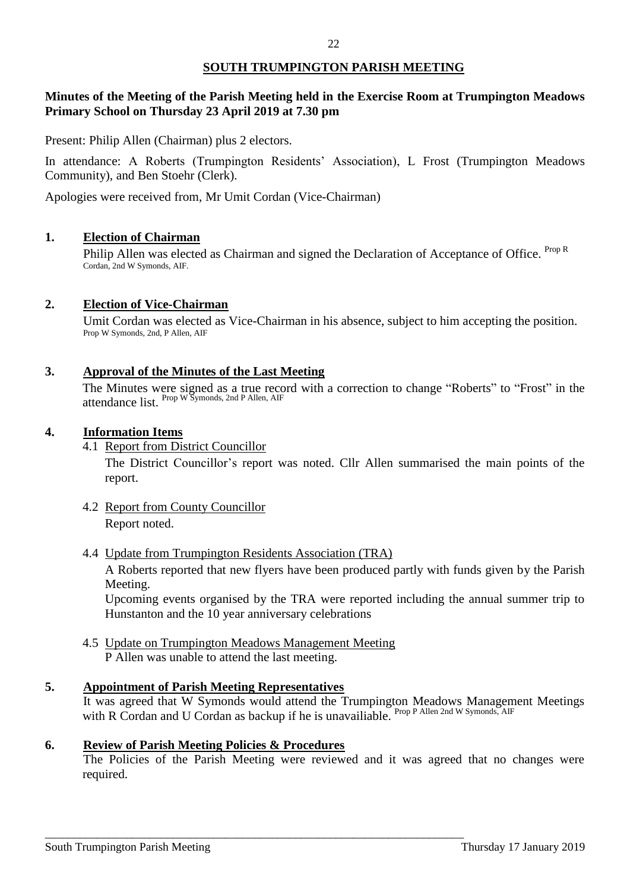# SOUTH TRUMPINGTON PARISH MEETING

**Minutes of the Meeting of the Parish Meeting held in the Exercise Room at Trumpington Meadows Primary School on Thursday 23 April 2019 at 7.30 pm**

Present: Philip Allen (Chairman) plus 2 electors.

In attendance: A Roberts (Trumpington Residents' Association), L Frost (Trumpington Meadows Community), and Ben Stoehr (Clerk).

Apologies were received from, Mr Umit Cordan (Vice-Chairman)

## 1. Election of Chairman

Philip Allen was elected as Chairman and signed the Declaration of Acceptance of Office. Prop R Cordan, 2nd W Symonds, AIF.

## 2. Election of Vice-Chairman

Umit Cordan was elected as Vice-Chairman in his absence, subject to him accepting the position. Prop W Symonds, 2nd, P Allen, AIF

## 3. Approval of the Minutes of the Last Meeting

The Minutes were signed as a true record with a correction to change "Roberts" to "Frost" in the attendance list. Prop W Symonds, 2nd P Allen, AIF

## 4. Information Items

4.1 Report from District Councillor

The District Councillor's report was noted. Cllr Allen summarised the main points of the report.

4.2 Report from County Councillor

Report noted.

4.4 Update from Trumpington Residents Association (TRA)

A Roberts reported that new flyers have been produced partly with funds given by the Parish Meeting.

Upcoming events organised by the TRA were reported including the annual summer trip to Hunstanton and the 10 year anniversary celebrations

4.5 Update on Trumpington Meadows Management Meeting

P Allen was unable to attend the last meeting.

## 5. Appointment of Parish Meeting Representatives

It was agreed that W Symonds would attend the Trumpington Meadows Management Meetings with R Cordan and U Cordan as backup if he is unavailiable. Prop P Allen 2nd W Symonds, AIF

## 6. Review of Parish Meeting Policies & Procedures

The Policies of the Parish Meeting were reviewed and it was agreed that no changes were required.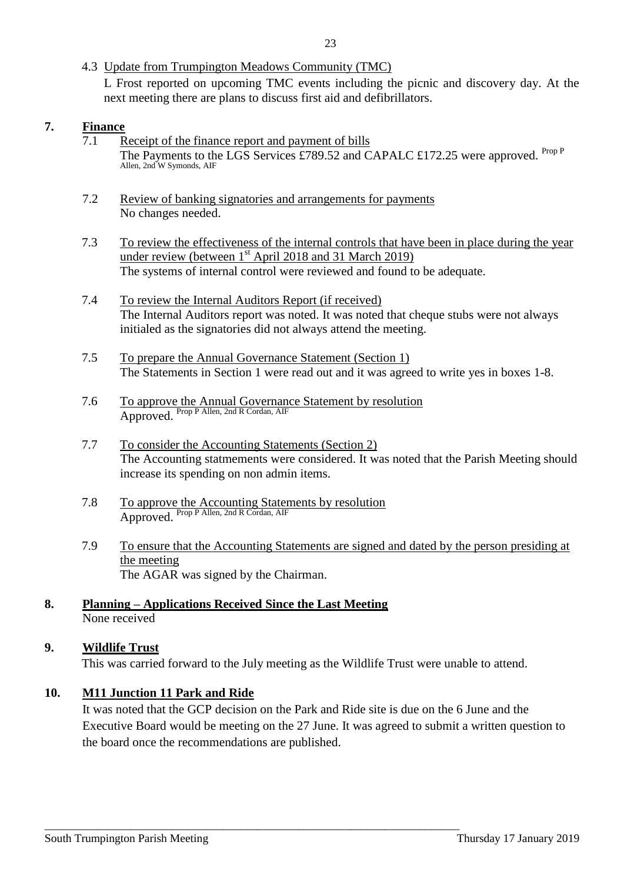4.3 Update from Trumpington Meadows Community (TMC)

L Frost reported on upcoming TMC events including the picnic and discovery day. At the next meeting there are plans to discuss first aid and defibrillators.

## 7. Finance

7.1 Receipt of the finance report and payment of bills

The Payments to the LGS Services £789.52 and CAPALC £172.25 were approved. Prop P Allen, 2nd W Symonds, AIF

7.2 Review of banking signatories and arrangements for payments

No changes needed.

7.3 To review the effectiveness of the internal controls that have been in place during the year under review (between 1st April 2018 and 31 March 2019)

The systems of internal control were reviewed and found to be adequate.

7.4 To review the Internal Auditors Report (if received)

The Internal Auditors report was noted. It was noted that cheque stubs were not always initialed as the signatories did not always attend the meeting.

7.5 To prepare the Annual Governance Statement (Section 1)

The Statements in Section 1 were read out and it was agreed to write yes in boxes 1-8.

7.6 To approve the Annual Governance Statement by resolution

Approved. Prop P Allen, 2nd R Cordan, AIF

7.7 To consider the Accounting Statements (Section 2)

The Accounting statmements were considered. It was noted that the Parish Meeting should increase its spending on non admin items.

7.8 To approve the Accounting Statements by resolution

Approved. Prop P Allen, 2nd R Cordan, AIF

7.9 To ensure that the Accounting Statements are signed and dated by the person presiding at the meeting

The AGAR was signed by the Chairman.

## 8. Planning – Applications Received Since the Last Meeting

None received

## 9. Wildlife Trust

This was carried forward to the July meeting as the Wildlife Trust were unable to attend.

## 10. M11 Junction 11 Park and Ride

It was noted that the GCP decision on the Park and Ride site is due on the 6 June and the Executive Board would be meeting on the 27 June. It was agreed to submit a written question to the board once the recommendations are published.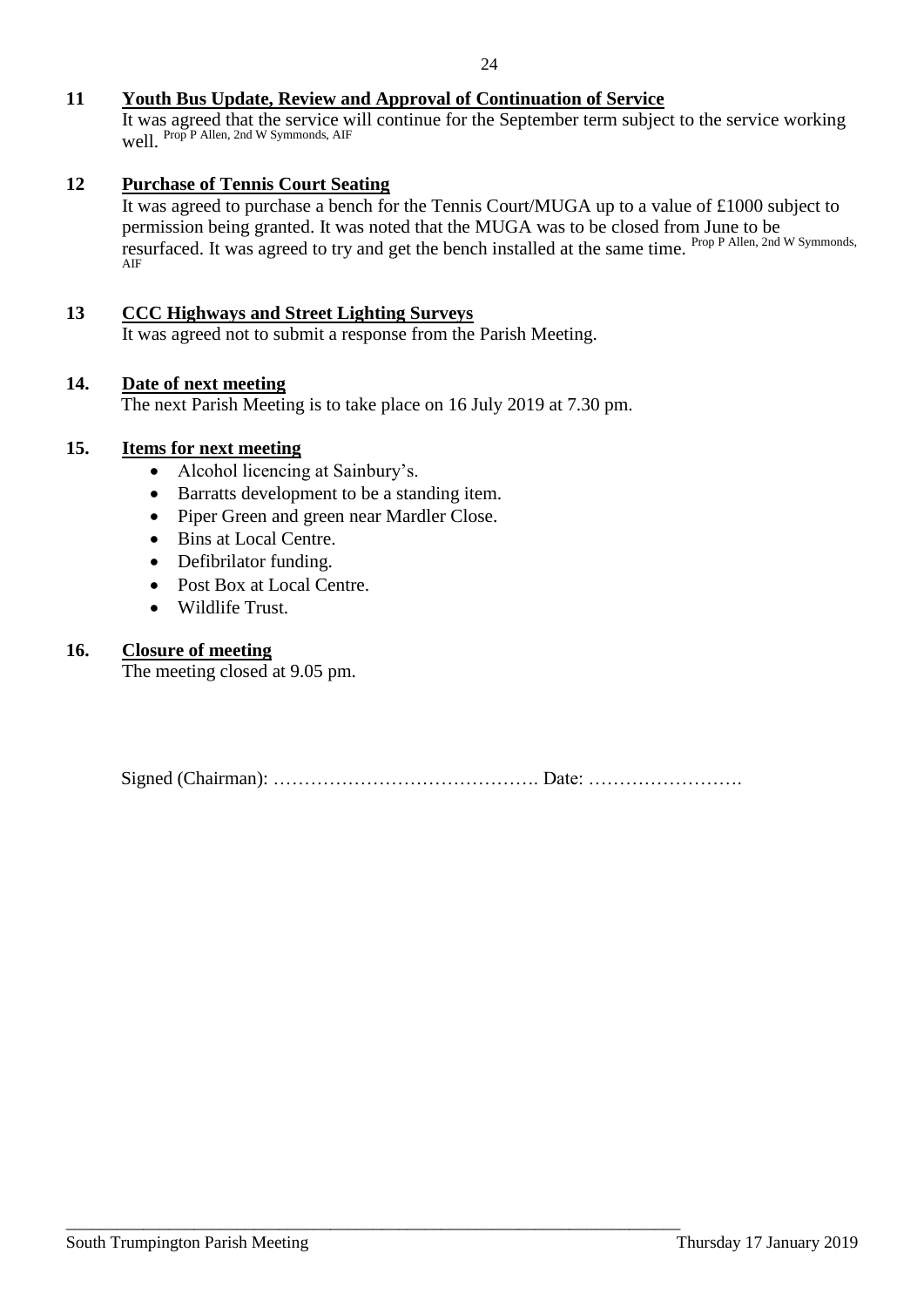## 11 Youth Bus Update, Review and Approval of Continuation of Service

It was agreed that the service will continue for the September term subject to the service working well. Prop P Allen, 2nd W Symmonds, AIF

## 12 Purchase of Tennis Court Seating

It was agreed to purchase a bench for the Tennis Court/MUGA up to a value of £1000 subject to permission being granted. It was noted that the MUGA was to be closed from June to be resurfaced. It was agreed to try and get the bench installed at the same time. Prop P Allen, 2nd W Symmonds, AIF

## 13 CCC Highways and Street Lighting Surveys

It was agreed not to submit a response from the Parish Meeting.

## 14. Date of next meeting

The next Parish Meeting is to take place on 16 July 2019 at 7.30 pm.

## 15. Items for next meeting

- Alcohol licencing at Sainbury's.
- Barratts development to be a standing item.
- Piper Green and green near Mardler Close.
- Bins at Local Centre.
- Defibrilator funding.
- Post Box at Local Centre.
- Wildlife Trust.

## 16. Closure of meeting

The meeting closed at 9.05 pm.

Signed (Chairman): ……………………………………. Date: …………………….